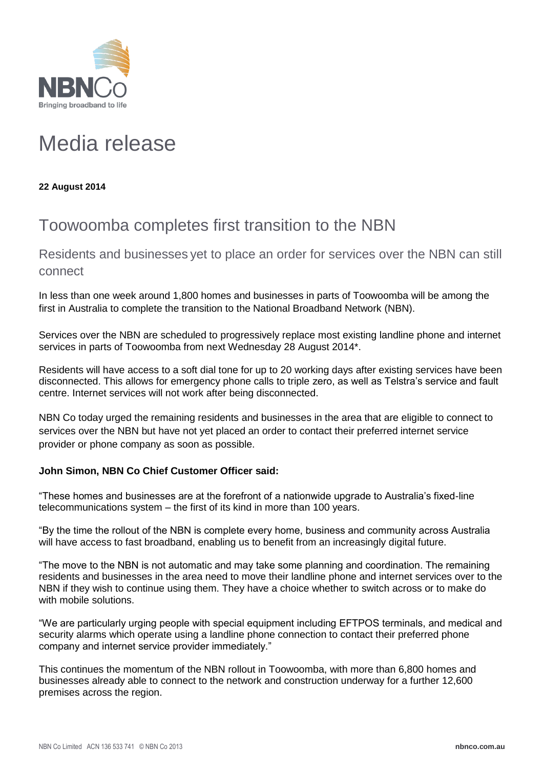# Media release

**22 August 2014**

## Toowoomba completes first transition to the NBN

### Residents and businesses yet to place an order for services over the NBN can still connect

In less than one week around 1,800 homes and businesses in parts of Toowoomba will be among the first in Australia to complete the transition to the National Broadband Network (NBN).

Services over the NBN are scheduled to progressively replace most existing landline phone and internet services in parts of Toowoomba from next Wednesday 28 August 2014*.

Residents will have access to a soft dial tone for up to 20 working days after existing services have been disconnected. This allows for emergency phone calls to triple zero, as well as Telstra's service and fault centre. Internet services will not work after being disconnected.

NBN Co today urged the remaining residents and businesses in the area that are eligible to connect to services over the NBN but have not yet placed an order to contact their preferred internet service provider or phone company as soon as possible.

**John Simon, NBN Co Chief Customer Officer said:**

"These homes and businesses are at the forefront of a nationwide upgrade to Australia's fixed-line telecommunications system – the first of its kind in more than 100 years.

"By the time the rollout of the NBN is complete every home, business and community across Australia will have access to fast broadband, enabling us to benefit from an increasingly digital future.

"The move to the NBN is not automatic and may take some planning and coordination. The remaining residents and businesses in the area need to move their landline phone and internet services over to the NBN if they wish to continue using them. They have a choice whether to switch across or to make do with mobile solutions.

"We are particularly urging people with special equipment including EFTPOS terminals, and medical and security alarms which operate using a landline phone connection to contact their preferred phone company and internet service provider immediately."

This continues the momentum of the NBN rollout in Toowoomba, with more than 6,800 homes and businesses already able to connect to the network and construction underway for a further 12,600 premises across the region.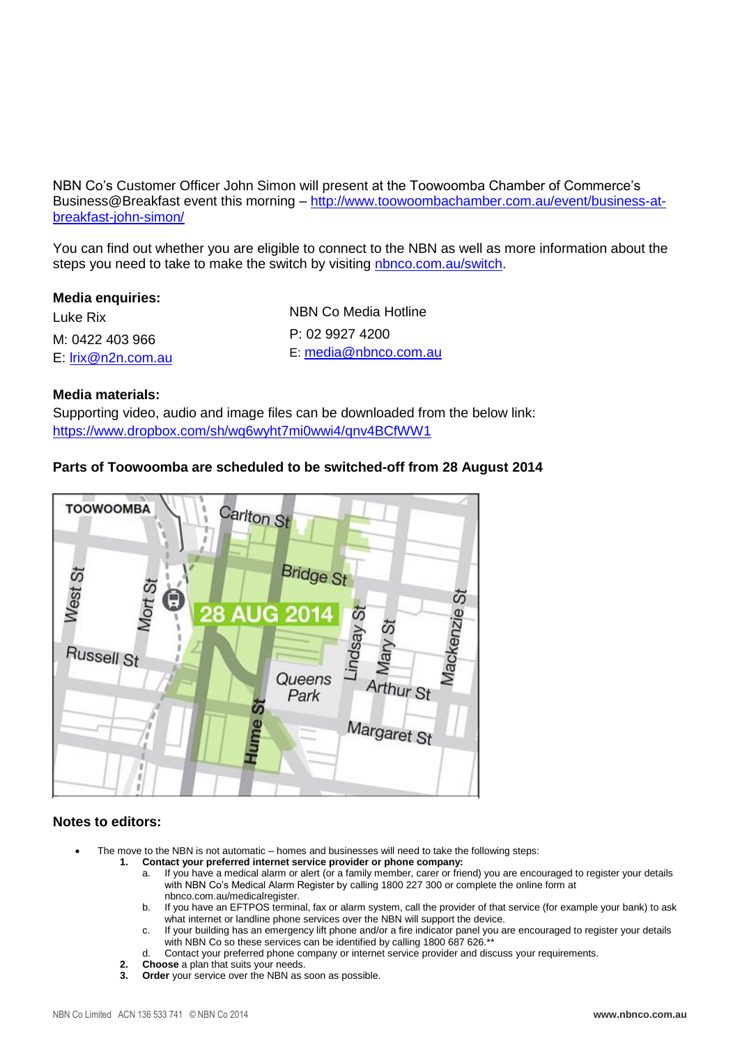NBN Co's Customer Officer John Simon will present at the Toowoomba Chamber of Commerce's Business@Breakfast event this morning – http://www.toowoombachamber.com.au/event/business-at-breakfast-john-simon/

You can find out whether you are eligible to connect to the NBN as well as more information about the steps you need to take to make the switch by visiting nbnco.com.au/switch.

**Media enquiries:**

Luke Rix
M: 0422 403 966
E: lrix@n2n.com.au

NBN Co Media Hotline
P: 02 9927 4200
E: media@nbnco.com.au

**Media materials:**
Supporting video, audio and image files can be downloaded from the below link:
https://www.dropbox.com/sh/wq6wyht7mi0wwi4/qnv4BCfWW1

**Parts of Toowoomba are scheduled to be switched-off from 28 August 2014**

**Notes to editors:**

- The move to the NBN is not automatic – homes and businesses will need to take the following steps:
  1. **Contact your preferred internet service provider or phone company:**
     a. If you have a medical alarm or alert (or a family member, carer or friend) you are encouraged to register your details with NBN Co's Medical Alarm Register by calling 1800 227 300 or complete the online form at nbnco.com.au/medicalregister.
     b. If you have an EFTPOS terminal, fax or alarm system, call the provider of that service (for example your bank) to ask what internet or landline phone services over the NBN will support the device.
     c. If your building has an emergency lift phone and/or a fire indicator panel you are encouraged to register your details with NBN Co so these services can be identified by calling 1800 687 626.**
     d. Contact your preferred phone company or internet service provider and discuss your requirements.
  2. **Choose** a plan that suits your needs.
  3. **Order** your service over the NBN as soon as possible.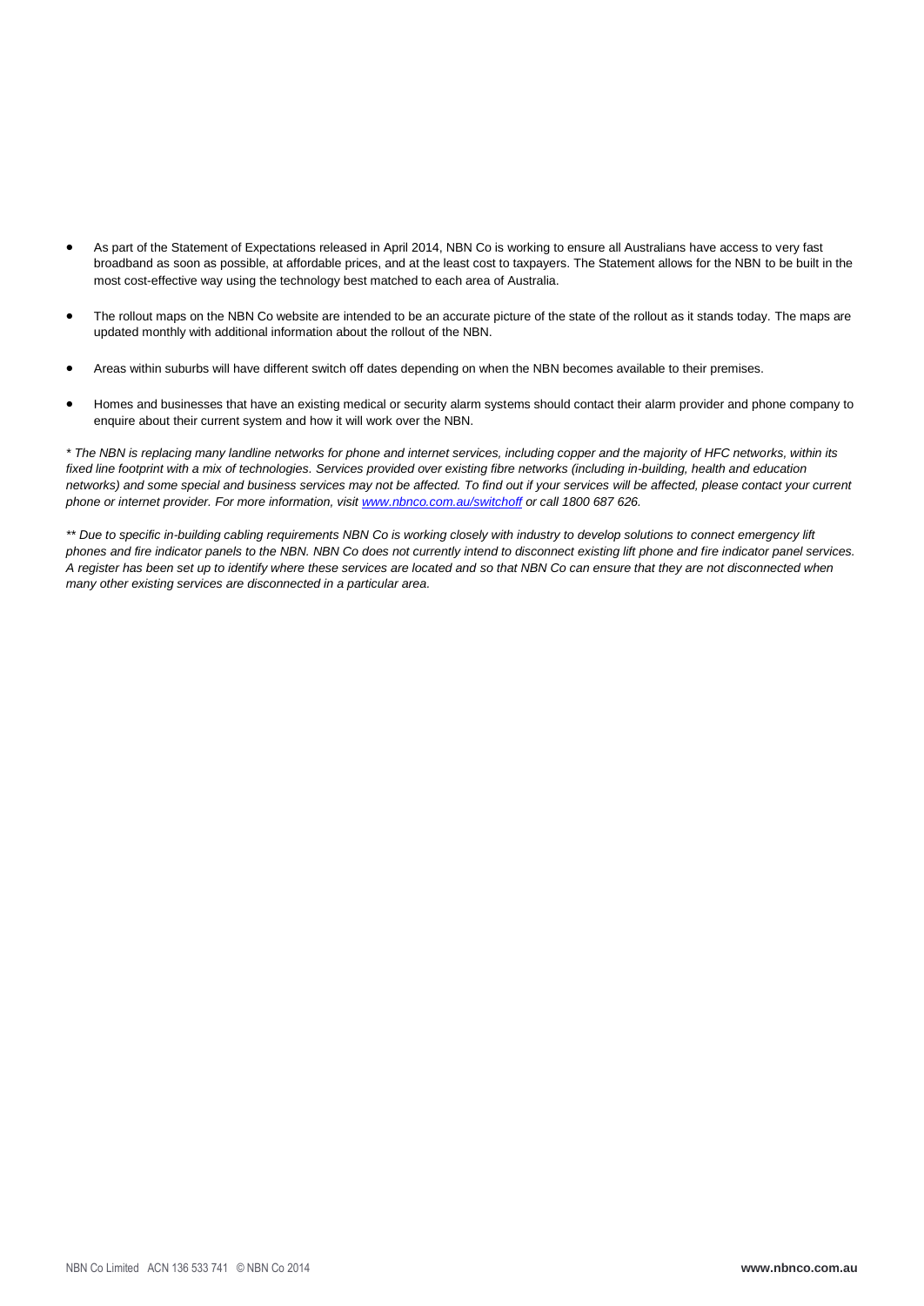- As part of the Statement of Expectations released in April 2014, NBN Co is working to ensure all Australians have access to very fast broadband as soon as possible, at affordable prices, and at the least cost to taxpayers. The Statement allows for the NBN to be built in the most cost-effective way using the technology best matched to each area of Australia.

- The rollout maps on the NBN Co website are intended to be an accurate picture of the state of the rollout as it stands today. The maps are updated monthly with additional information about the rollout of the NBN.

- Areas within suburbs will have different switch off dates depending on when the NBN becomes available to their premises.

- Homes and businesses that have an existing medical or security alarm systems should contact their alarm provider and phone company to enquire about their current system and how it will work over the NBN.

*\* The NBN is replacing many landline networks for phone and internet services, including copper and the majority of HFC networks, within its fixed line footprint with a mix of technologies. Services provided over existing fibre networks (including in-building, health and education networks) and some special and business services may not be affected. To find out if your services will be affected, please contact your current phone or internet provider. For more information, visit [www.nbnco.com.au/switchoff](http://www.nbnco.com.au/switchoff) or call 1800 687 626.*

*\*\* Due to specific in-building cabling requirements NBN Co is working closely with industry to develop solutions to connect emergency lift phones and fire indicator panels to the NBN. NBN Co does not currently intend to disconnect existing lift phone and fire indicator panel services. A register has been set up to identify where these services are located and so that NBN Co can ensure that they are not disconnected when many other existing services are disconnected in a particular area.*

NBN Co Limited ACN 136 533 741 © NBN Co 2014

**www.nbnco.com.au**